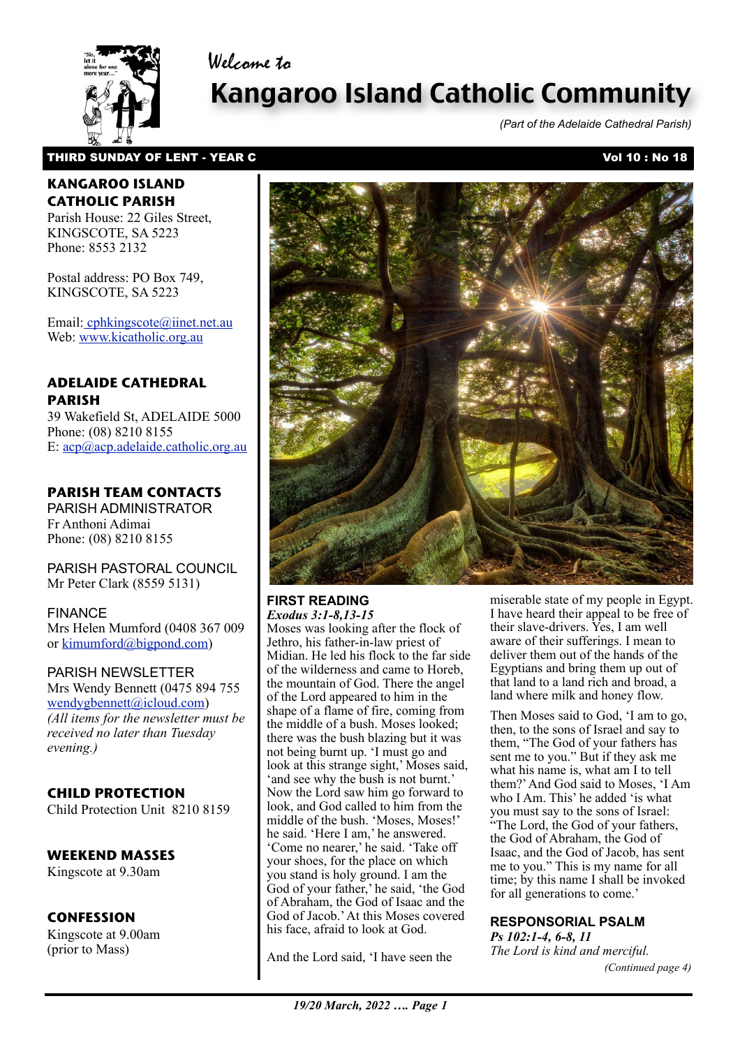Welcome to

# Kangaroo Island Catholic Community

*(Part of the Adelaide Cathedral Parish)*

**THIRD SUNDAY OF LENT - YEAR C** **Vol 10 : No 18**

### KANGAROO ISLAND CATHOLIC PARISH

Parish House: 22 Giles Street, KINGSCOTE, SA 5223
Phone: 8553 2132

Postal address: PO Box 749, KINGSCOTE, SA 5223

Email: cphkingscote@iinet.net.au
Web: www.kicatholic.org.au

### ADELAIDE CATHEDRAL PARISH

39 Wakefield St, ADELAIDE 5000
Phone: (08) 8210 8155
E: acp@acp.adelaide.catholic.org.au

### PARISH TEAM CONTACTS

PARISH ADMINISTRATOR
Fr Anthoni Adimai
Phone: (08) 8210 8155

PARISH PASTORAL COUNCIL
Mr Peter Clark (8559 5131)

FINANCE
Mrs Helen Mumford (0408 367 009 or kimumford@bigpond.com)

PARISH NEWSLETTER
Mrs Wendy Bennett (0475 894 755 wendygbennett@icloud.com)
*(All items for the newsletter must be received no later than Tuesday evening.)*

### CHILD PROTECTION

Child Protection Unit 8210 8159

### WEEKEND MASSES

Kingscote at 9.30am

### CONFESSION

Kingscote at 9.00am (prior to Mass)

### FIRST READING

***Exodus 3:1-8,13-15***

Moses was looking after the flock of Jethro, his father-in-law priest of Midian. He led his flock to the far side of the wilderness and came to Horeb, the mountain of God. There the angel of the Lord appeared to him in the shape of a flame of fire, coming from the middle of a bush. Moses looked; there was the bush blazing but it was not being burnt up. 'I must go and look at this strange sight,' Moses said, 'and see why the bush is not burnt.' Now the Lord saw him go forward to look, and God called to him from the middle of the bush. 'Moses, Moses!' he said. 'Here I am,' he answered. 'Come no nearer,' he said. 'Take off your shoes, for the place on which you stand is holy ground. I am the God of your father,' he said, 'the God of Abraham, the God of Isaac and the God of Jacob.' At this Moses covered his face, afraid to look at God.

And the Lord said, 'I have seen the miserable state of my people in Egypt. I have heard their appeal to be free of their slave-drivers. Yes, I am well aware of their sufferings. I mean to deliver them out of the hands of the Egyptians and bring them up out of that land to a land rich and broad, a land where milk and honey flow.

Then Moses said to God, 'I am to go, then, to the sons of Israel and say to them, "The God of your fathers has sent me to you." But if they ask me what his name is, what am I to tell them?' And God said to Moses, 'I Am who I Am. This' he added 'is what you must say to the sons of Israel: "The Lord, the God of your fathers, the God of Abraham, the God of Isaac, and the God of Jacob, has sent me to you." This is my name for all time; by this name I shall be invoked for all generations to come.'

### RESPONSORIAL PSALM

***Ps 102:1-4, 6-8, 11***

*The Lord is kind and merciful.*

*(Continued page 4)*

***19/20 March, 2022 …. Page 1***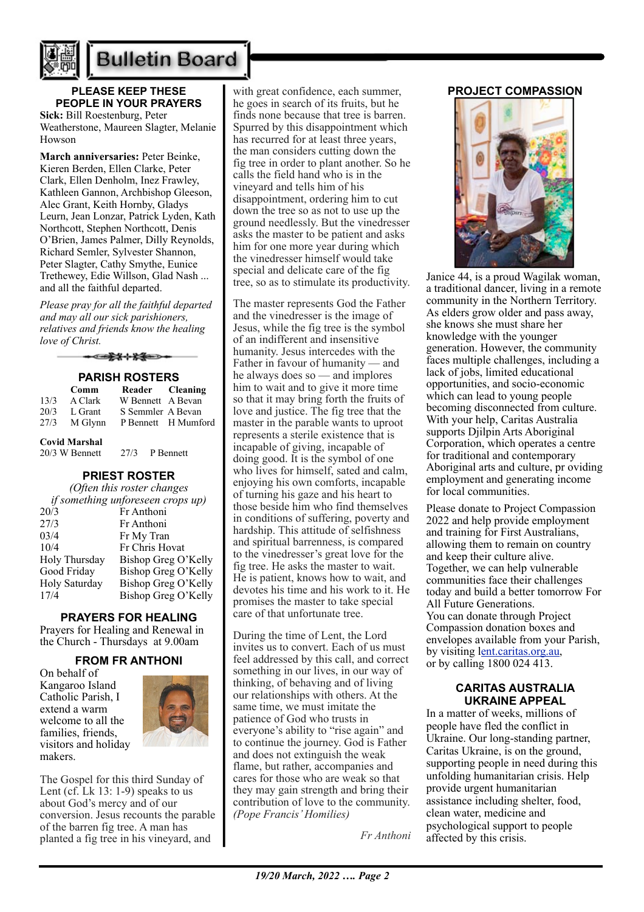# Bulletin Board

## PLEASE KEEP THESE PEOPLE IN YOUR PRAYERS

**Sick:** Bill Roestenburg, Peter Weatherstone, Maureen Slagter, Melanie Howson

**March anniversaries:** Peter Beinke, Kieren Berden, Ellen Clarke, Peter Clark, Ellen Denholm, Inez Frawley, Kathleen Gannon, Archbishop Gleeson, Alec Grant, Keith Hornby, Gladys Leurn, Jean Lonzar, Patrick Lyden, Kath Northcott, Stephen Northcott, Denis O'Brien, James Palmer, Dilly Reynolds, Richard Semler, Sylvester Shannon, Peter Slagter, Cathy Smythe, Eunice Trethewey, Edie Willson, Glad Nash ... and all the faithful departed.

*Please pray for all the faithful departed and may all our sick parishioners, relatives and friends know the healing love of Christ.*

## PARISH ROSTERS

| | Comm | Reader | Cleaning |
|---|---|---|---|
| 13/3 | A Clark | W Bennett | A Bevan |
| 20/3 | L Grant | S Semmler | A Bevan |
| 27/3 | M Glynn | P Bennett | H Mumford |

**Covid Marshal**
20/3 W Bennett 27/3 P Bennett

## PRIEST ROSTER

*(Often this roster changes if something unforeseen crops up)*

| | |
|---|---|
| 20/3 | Fr Anthoni |
| 27/3 | Fr Anthoni |
| 03/4 | Fr My Tran |
| 10/4 | Fr Chris Hovat |
| Holy Thursday | Bishop Greg O'Kelly |
| Good Friday | Bishop Greg O'Kelly |
| Holy Saturday | Bishop Greg O'Kelly |
| 17/4 | Bishop Greg O'Kelly |

## PRAYERS FOR HEALING

Prayers for Healing and Renewal in the Church - Thursdays at 9.00am

## FROM FR ANTHONI

On behalf of Kangaroo Island Catholic Parish, I extend a warm welcome to all the families, friends, visitors and holiday makers.

The Gospel for this third Sunday of Lent (cf. Lk 13: 1-9) speaks to us about God's mercy and of our conversion. Jesus recounts the parable of the barren fig tree. A man has planted a fig tree in his vineyard, and with great confidence, each summer, he goes in search of its fruits, but he finds none because that tree is barren. Spurred by this disappointment which has recurred for at least three years, the man considers cutting down the fig tree in order to plant another. So he calls the field hand who is in the vineyard and tells him of his disappointment, ordering him to cut down the tree so as not to use up the ground needlessly. But the vinedresser asks the master to be patient and asks him for one more year during which the vinedresser himself would take special and delicate care of the fig tree, so as to stimulate its productivity.

The master represents God the Father and the vinedresser is the image of Jesus, while the fig tree is the symbol of an indifferent and insensitive humanity. Jesus intercedes with the Father in favour of humanity — and he always does so — and implores him to wait and to give it more time so that it may bring forth the fruits of love and justice. The fig tree that the master in the parable wants to uproot represents a sterile existence that is incapable of giving, incapable of doing good. It is the symbol of one who lives for himself, sated and calm, enjoying his own comforts, incapable of turning his gaze and his heart to those beside him who find themselves in conditions of suffering, poverty and hardship. This attitude of selfishness and spiritual barrenness, is compared to the vinedresser's great love for the fig tree. He asks the master to wait. He is patient, knows how to wait, and devotes his time and his work to it. He promises the master to take special care of that unfortunate tree.

During the time of Lent, the Lord invites us to convert. Each of us must feel addressed by this call, and correct something in our lives, in our way of thinking, of behaving and of living our relationships with others. At the same time, we must imitate the patience of God who trusts in everyone's ability to "rise again" and to continue the journey. God is Father and does not extinguish the weak flame, but rather, accompanies and cares for those who are weak so that they may gain strength and bring their contribution of love to the community. *(Pope Francis' Homilies)*

*Fr Anthoni*

## PROJECT COMPASSION

Janice 44, is a proud Wagilak woman, a traditional dancer, living in a remote community in the Northern Territory. As elders grow older and pass away, she knows she must share her knowledge with the younger generation. However, the community faces multiple challenges, including a lack of jobs, limited educational opportunities, and socio-economic which can lead to young people becoming disconnected from culture. With your help, Caritas Australia supports Djilpin Arts Aboriginal Corporation, which operates a centre for traditional and contemporary Aboriginal arts and culture, pr oviding employment and generating income for local communities.

Please donate to Project Compassion 2022 and help provide employment and training for First Australians, allowing them to remain on country and keep their culture alive. Together, we can help vulnerable communities face their challenges today and build a better tomorrow For All Future Generations.
You can donate through Project Compassion donation boxes and envelopes available from your Parish, by visiting lent.caritas.org.au, or by calling 1800 024 413.

## CARITAS AUSTRALIA UKRAINE APPEAL

In a matter of weeks, millions of people have fled the conflict in Ukraine. Our long-standing partner, Caritas Ukraine, is on the ground, supporting people in need during this unfolding humanitarian crisis. Help provide urgent humanitarian assistance including shelter, food, clean water, medicine and psychological support to people affected by this crisis.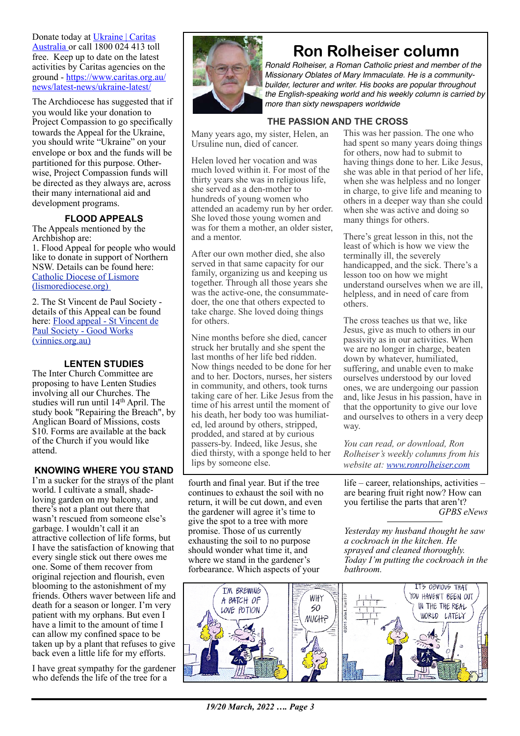Donate today at [Ukraine | Caritas Australia](https://www.caritas.org.au/) or call 1800 024 413 toll free. Keep up to date on the latest activities by Caritas agencies on the ground - https://www.caritas.org.au/news/latest-news/ukraine-latest/

The Archdiocese has suggested that if you would like your donation to Project Compassion to go specifically towards the Appeal for the Ukraine, you should write "Ukraine" on your envelope or box and the funds will be partitioned for this purpose. Otherwise, Project Compassion funds will be directed as they always are, across their many international aid and development programs.

## FLOOD APPEALS

The Appeals mentioned by the Archbishop are:

1. Flood Appeal for people who would like to donate in support of Northern NSW. Details can be found here: [Catholic Diocese of Lismore (lismorediocese.org)](https://lismorediocese.org)

2. The St Vincent de Paul Society - details of this Appeal can be found here: [Flood appeal - St Vincent de Paul Society - Good Works (vinnies.org.au)](https://vinnies.org.au)

## LENTEN STUDIES

The Inter Church Committee are proposing to have Lenten Studies involving all our Churches. The studies will run until 14th April. The study book "Repairing the Breach", by Anglican Board of Missions, costs $10. Forms are available at the back of the Church if you would like attend.

## KNOWING WHERE YOU STAND

I'm a sucker for the strays of the plant world. I cultivate a small, shade-loving garden on my balcony, and there's not a plant out there that wasn't rescued from someone else's garbage. I wouldn't call it an attractive collection of life forms, but I have the satisfaction of knowing that every single stick out there owes me one. Some of them recover from original rejection and flourish, even blooming to the astonishment of my friends. Others waver between life and death for a season or longer. I'm very patient with my orphans. But even I have a limit to the amount of time I can allow my confined space to be taken up by a plant that refuses to give back even a little life for my efforts.

I have great sympathy for the gardener who defends the life of the tree for a fourth and final year. But if the tree continues to exhaust the soil with no return, it will be cut down, and even the gardener will agree it's time to give the spot to a tree with more promise. Those of us currently exhausting the soil to no purpose should wonder what time it, and where we stand in the gardener's forbearance. Which aspects of your life – career, relationships, activities – are bearing fruit right now? How can you fertilise the parts that aren't?

*GPBS eNews*

---

*Yesterday my husband thought he saw a cockroach in the kitchen. He sprayed and cleaned thoroughly. Today I'm putting the cockroach in the bathroom.*

# Ron Rolheiser column

*Ronald Rolheiser, a Roman Catholic priest and member of the Missionary Oblates of Mary Immaculate. He is a community-builder, lecturer and writer. His books are popular throughout the English-speaking world and his weekly column is carried by more than sixty newspapers worldwide*

### THE PASSION AND THE CROSS

Many years ago, my sister, Helen, an Ursuline nun, died of cancer.

Helen loved her vocation and was much loved within it. For most of the thirty years she was in religious life, she served as a den-mother to hundreds of young women who attended an academy run by her order. She loved those young women and was for them a mother, an older sister, and a mentor.

After our own mother died, she also served in that same capacity for our family, organizing us and keeping us together. Through all those years she was the active-one, the consummate-doer, the one that others expected to take charge. She loved doing things for others.

Nine months before she died, cancer struck her brutally and she spent the last months of her life bed ridden. Now things needed to be done for her and to her. Doctors, nurses, her sisters in community, and others, took turns taking care of her. Like Jesus from the time of his arrest until the moment of his death, her body too was humiliated, led around by others, stripped, prodded, and stared at by curious passers-by. Indeed, like Jesus, she died thirsty, with a sponge held to her lips by someone else.

This was her passion. The one who had spent so many years doing things for others, now had to submit to having things done to her. Like Jesus, she was able in that period of her life, when she was helpless and no longer in charge, to give life and meaning to others in a deeper way than she could when she was active and doing so many things for others.

There's great lesson in this, not the least of which is how we view the terminally ill, the severely handicapped, and the sick. There's a lesson too on how we might understand ourselves when we are ill, helpless, and in need of care from others.

The cross teaches us that we, like Jesus, give as much to others in our passivity as in our activities. When we are no longer in charge, beaten down by whatever, humiliated, suffering, and unable even to make ourselves understood by our loved ones, we are undergoing our passion and, like Jesus in his passion, have in that the opportunity to give our love and ourselves to others in a very deep way.

*You can read, or download, Ron Rolheiser's weekly columns from his website at: [www.ronrolheiser.com](http://www.ronrolheiser.com)*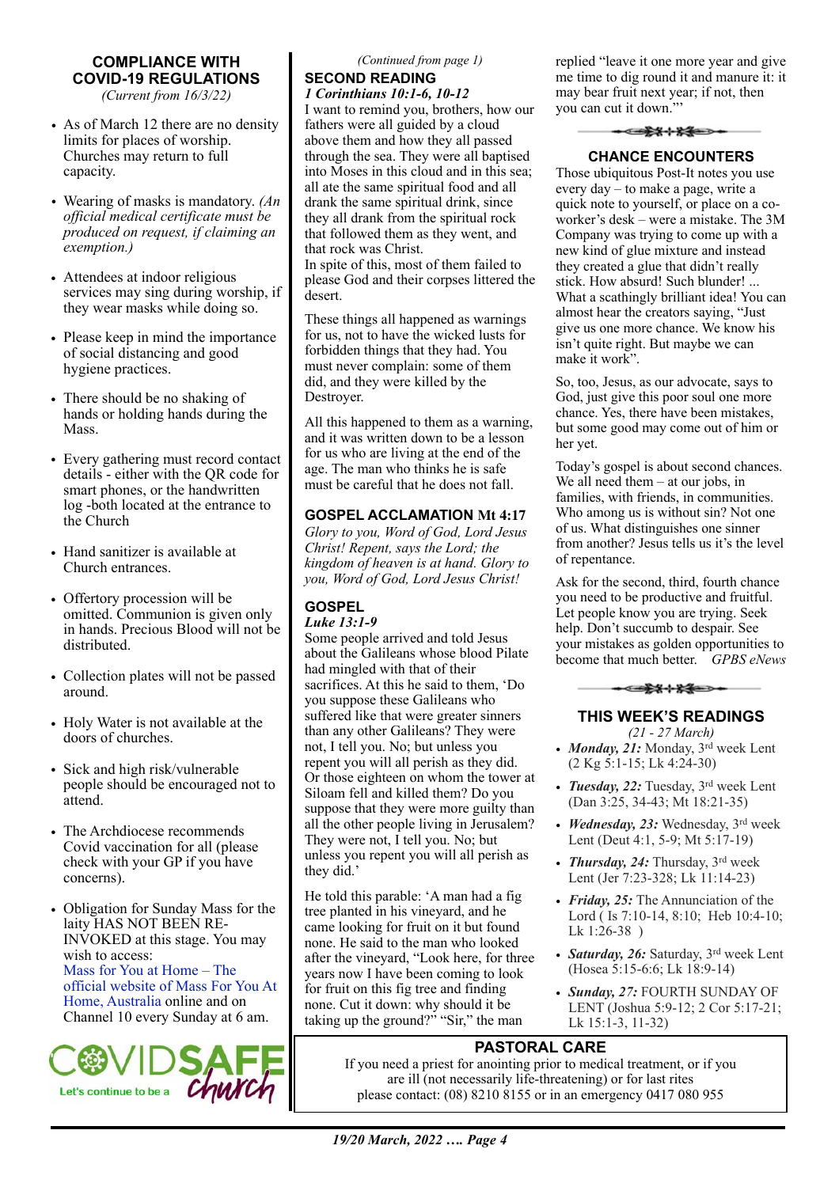## COMPLIANCE WITH COVID-19 REGULATIONS

*(Current from 16/3/22)*

- As of March 12 there are no density limits for places of worship. Churches may return to full capacity.
- Wearing of masks is mandatory. *(An official medical certificate must be produced on request, if claiming an exemption.)*
- Attendees at indoor religious services may sing during worship, if they wear masks while doing so.
- Please keep in mind the importance of social distancing and good hygiene practices.
- There should be no shaking of hands or holding hands during the Mass.
- Every gathering must record contact details - either with the QR code for smart phones, or the handwritten log -both located at the entrance to the Church
- Hand sanitizer is available at Church entrances.
- Offertory procession will be omitted. Communion is given only in hands. Precious Blood will not be distributed.
- Collection plates will not be passed around.
- Holy Water is not available at the doors of churches.
- Sick and high risk/vulnerable people should be encouraged not to attend.
- The Archdiocese recommends Covid vaccination for all (please check with your GP if you have concerns).
- Obligation for Sunday Mass for the laity HAS NOT BEEN RE-INVOKED at this stage. You may wish to access: Mass for You at Home – The official website of Mass For You At Home, Australia online and on Channel 10 every Sunday at 6 am.

COVIDSAFE church — Let's continue to be a

*(Continued from page 1)*

## SECOND READING

***1 Corinthians 10:1-6, 10-12***

I want to remind you, brothers, how our fathers were all guided by a cloud above them and how they all passed through the sea. They were all baptised into Moses in this cloud and in this sea; all ate the same spiritual food and all drank the same spiritual drink, since they all drank from the spiritual rock that followed them as they went, and that rock was Christ.

In spite of this, most of them failed to please God and their corpses littered the desert.

These things all happened as warnings for us, not to have the wicked lusts for forbidden things that they had. You must never complain: some of them did, and they were killed by the Destroyer.

All this happened to them as a warning, and it was written down to be a lesson for us who are living at the end of the age. The man who thinks he is safe must be careful that he does not fall.

## GOSPEL ACCLAMATION Mt 4:17

*Glory to you, Word of God, Lord Jesus Christ! Repent, says the Lord; the kingdom of heaven is at hand. Glory to you, Word of God, Lord Jesus Christ!*

## GOSPEL

***Luke 13:1-9***

Some people arrived and told Jesus about the Galileans whose blood Pilate had mingled with that of their sacrifices. At this he said to them, 'Do you suppose these Galileans who suffered like that were greater sinners than any other Galileans? They were not, I tell you. No; but unless you repent you will all perish as they did. Or those eighteen on whom the tower at Siloam fell and killed them? Do you suppose that they were more guilty than all the other people living in Jerusalem? They were not, I tell you. No; but unless you repent you will all perish as they did.'

He told this parable: 'A man had a fig tree planted in his vineyard, and he came looking for fruit on it but found none. He said to the man who looked after the vineyard, "Look here, for three years now I have been coming to look for fruit on this fig tree and finding none. Cut it down: why should it be taking up the ground?" "Sir," the man replied "leave it one more year and give me time to dig round it and manure it: it may bear fruit next year; if not, then you can cut it down."'

## CHANCE ENCOUNTERS

Those ubiquitous Post-It notes you use every day – to make a page, write a quick note to yourself, or place on a co-worker's desk – were a mistake. The 3M Company was trying to come up with a new kind of glue mixture and instead they created a glue that didn't really stick. How absurd! Such blunder! ... What a scathingly brilliant idea! You can almost hear the creators saying, "Just give us one more chance. We know his isn't quite right. But maybe we can make it work".

So, too, Jesus, as our advocate, says to God, just give this poor soul one more chance. Yes, there have been mistakes, but some good may come out of him or her yet.

Today's gospel is about second chances. We all need them – at our jobs, in families, with friends, in communities. Who among us is without sin? Not one of us. What distinguishes one sinner from another? Jesus tells us it's the level of repentance.

Ask for the second, third, fourth chance you need to be productive and fruitful. Let people know you are trying. Seek help. Don't succumb to despair. See your mistakes as golden opportunities to become that much better. *GPBS eNews*

## THIS WEEK'S READINGS

*(21 - 27 March)*

- ***Monday, 21:*** Monday, 3rd week Lent (2 Kg 5:1-15; Lk 4:24-30)
- ***Tuesday, 22:*** Tuesday, 3rd week Lent (Dan 3:25, 34-43; Mt 18:21-35)
- ***Wednesday, 23:*** Wednesday, 3rd week Lent (Deut 4:1, 5-9; Mt 5:17-19)
- ***Thursday, 24:*** Thursday, 3rd week Lent (Jer 7:23-328; Lk 11:14-23)
- ***Friday, 25:*** The Annunciation of the Lord ( Is 7:10-14, 8:10; Heb 10:4-10; Lk 1:26-38 )
- ***Saturday, 26:*** Saturday, 3rd week Lent (Hosea 5:15-6:6; Lk 18:9-14)
- ***Sunday, 27:*** FOURTH SUNDAY OF LENT (Joshua 5:9-12; 2 Cor 5:17-21; Lk 15:1-3, 11-32)

## PASTORAL CARE

If you need a priest for anointing prior to medical treatment, or if you are ill (not necessarily life-threatening) or for last rites please contact: (08) 8210 8155 or in an emergency 0417 080 955